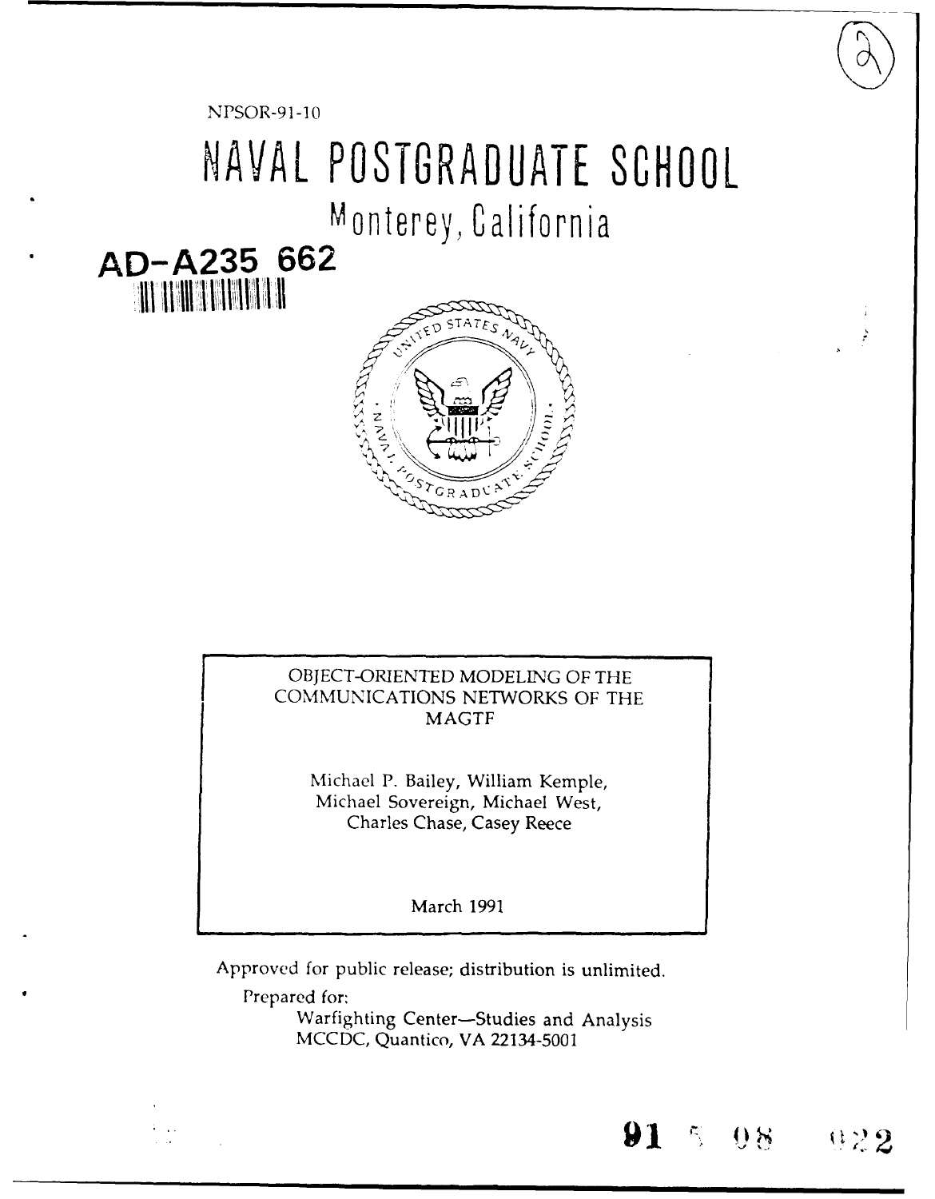NPSOR-91-10

# NAVAL POSTGRADUATE SCHOOL

## Monterey, California

AD-A235 662

OBJECT-ORIENTED MODELING OF THE COMMUNICATIONS NETWORKS OF THE MAGTF

Michael P. Bailey, William Kemple, Michael Sovereign, Michael West, Charles Chase, Casey Reece

March 1991

Approved for public release; distribution is unlimited.

Prepared for:
Warfighting Center—Studies and Analysis
MCCDC, Quantico, VA 22134-5001

91 5 08 022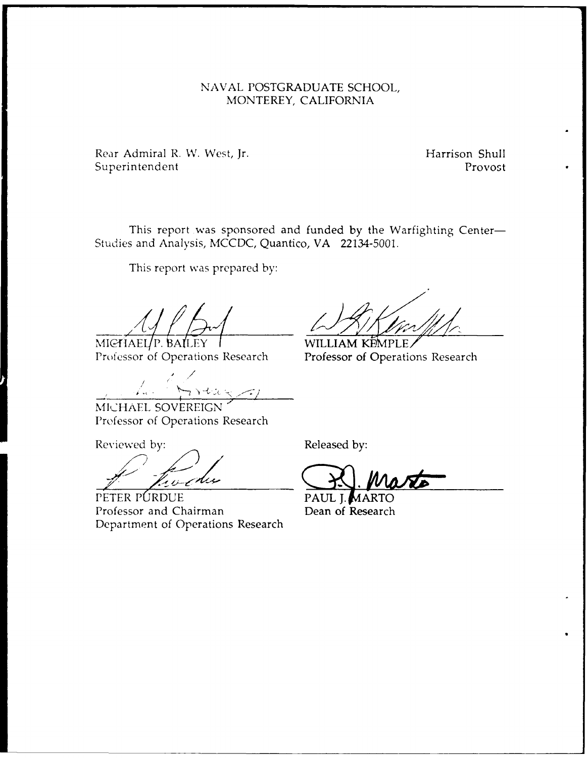NAVAL POSTGRADUATE SCHOOL,
MONTEREY, CALIFORNIA

Rear Admiral R. W. West, Jr.
Superintendent

Harrison Shull
Provost

This report was sponsored and funded by the Warfighting Center—Studies and Analysis, MCCDC, Quantico, VA 22134-5001.

This report was prepared by:

MICHAEL P. BAILEY
Professor of Operations Research

WILLIAM KEMPLE
Professor of Operations Research

MICHAEL SOVEREIGN
Professor of Operations Research

Reviewed by:

PETER PURDUE
Professor and Chairman
Department of Operations Research

Released by:

PAUL J. MARTO
Dean of Research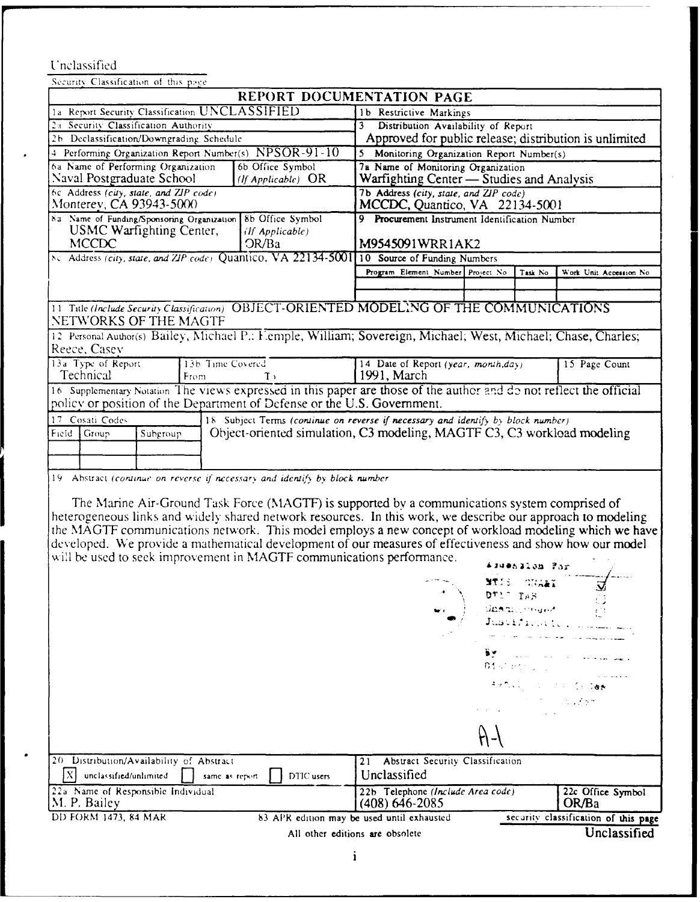Unclassified

Security Classification of this page

# REPORT DOCUMENTATION PAGE

| | |
|---|---|
| 1a Report Security Classification UNCLASSIFIED | 1b Restrictive Markings |
| 2a Security Classification Authority | 3 Distribution Availability of Report |
| 2b Declassification/Downgrading Schedule | Approved for public release; distribution is unlimited |
| 4 Performing Organization Report Number(s) NPSOR-91-10 | 5 Monitoring Organization Report Number(s) |
| 6a Name of Performing Organization Naval Postgraduate School; 6b Office Symbol (If Applicable) OR | 7a Name of Monitoring Organization Warfighting Center — Studies and Analysis |
| 6c Address (city, state, and ZIP code) Monterey, CA 93943-5000 | 7b Address (city, state, and ZIP code) MCCDC, Quantico, VA 22134-5001 |
| 8a Name of Funding/Sponsoring Organization USMC Warfighting Center, MCCDC; 8b Office Symbol (If Applicable) OR/Ba | 9 Procurement Instrument Identification Number M9545091WRR1AK2 |
| 8c Address (city, state, and ZIP code) Quantico, VA 22134-5001 | 10 Source of Funding Numbers |

| Program Element Number | Project No | Task No | Work Unit Accession No |
|---|---|---|---|
| | | | |

11 Title (Include Security Classification) OBJECT-ORIENTED MODELING OF THE COMMUNICATIONS NETWORKS OF THE MAGTF

12 Personal Author(s) Bailey, Michael P.; Kemple, William; Sovereign, Michael; West, Michael; Chase, Charles; Reece, Casey

| 13a Type of Report | 13b Time Covered | 14 Date of Report (year, month,day) | 15 Page Count |
|---|---|---|---|
| Technical | From To | 1991, March | |

16 Supplementary Notation The views expressed in this paper are those of the author and do not reflect the official policy or position of the Department of Defense or the U.S. Government.

| 17 Cosati Codes | | | 18 Subject Terms (continue on reverse if necessary and identify by block number) |
|---|---|---|---|
| Field | Group | Subgroup | Object-oriented simulation, C3 modeling, MAGTF C3, C3 workload modeling |

19 Abstract (continue on reverse if necessary and identify by block number)

The Marine Air-Ground Task Force (MAGTF) is supported by a communications system comprised of heterogeneous links and widely shared network resources. In this work, we describe our approach to modeling the MAGTF communications network. This model employs a new concept of workload modeling which we have developed. We provide a mathematical development of our measures of effectiveness and show how our model will be used to seek improvement in MAGTF communications performance.

Accession For
NTIS GRA&I ☑
DTIC TAB ☐
Unannounced ☐
Justification

By
Distribution/
Availability Codes
Dist Avail and/or Special

A-1

| | |
|---|---|
| 20 Distribution/Availability of Abstract ☒ unclassified/unlimited ☐ same as report ☐ DTIC users | 21 Abstract Security Classification Unclassified |
| 22a Name of Responsible Individual M. P. Bailey | 22b Telephone (Include Area code) (408) 646-2085; 22c Office Symbol OR/Ba |

DD FORM 1473, 84 MAR — 83 APR edition may be used until exhausted. All other editions are obsolete. — security classification of this page Unclassified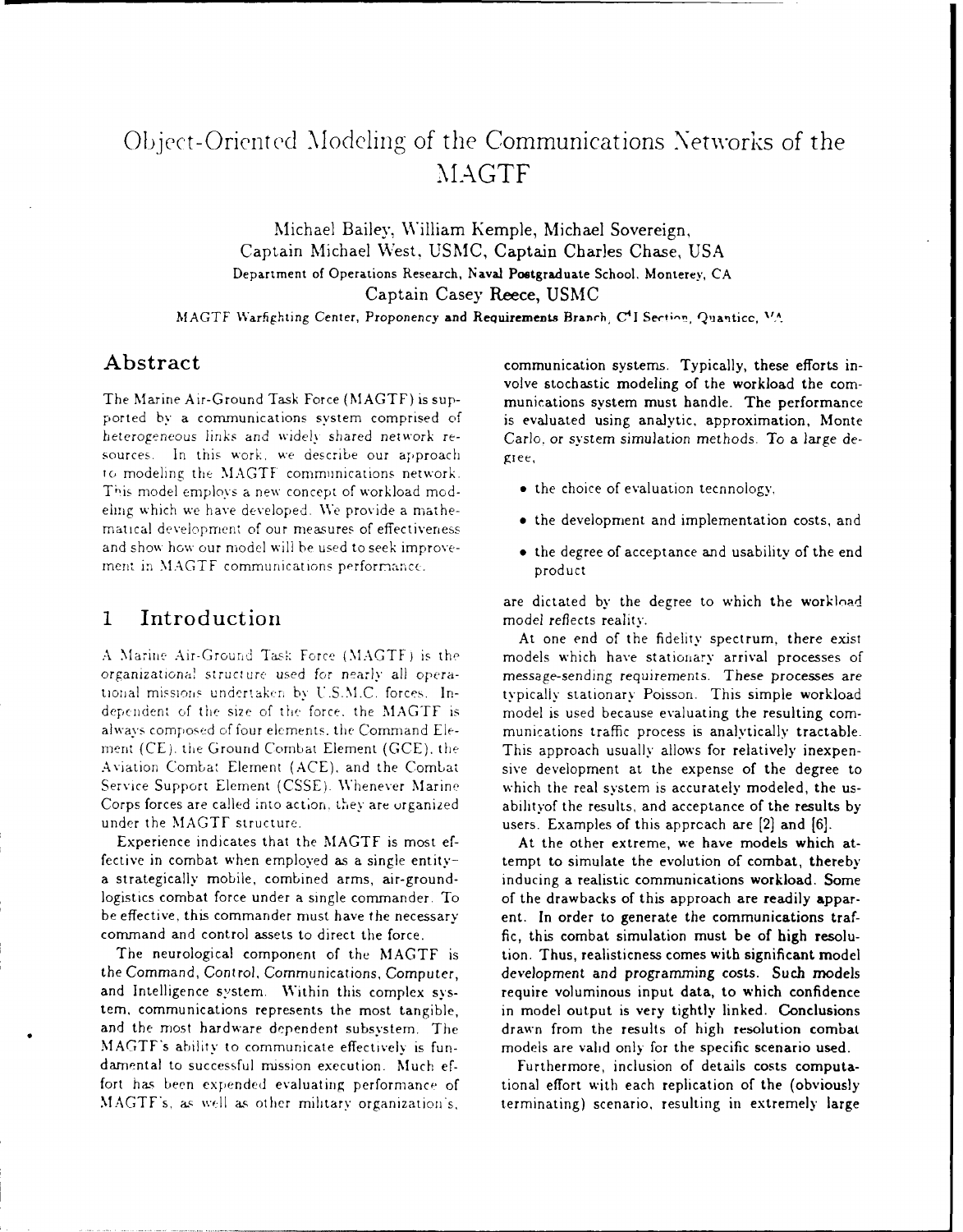# Object-Oriented Modeling of the Communications Networks of the MAGTF

Michael Bailey, William Kemple, Michael Sovereign,
Captain Michael West, USMC, Captain Charles Chase, USA
Department of Operations Research, Naval Postgraduate School, Monterey, CA
Captain Casey Reece, USMC
MAGTF Warfighting Center, Proponency and Requirements Branch, C[4]I Section, Quantico, VA

## Abstract

The Marine Air-Ground Task Force (MAGTF) is supported by a communications system comprised of heterogeneous links and widely shared network resources. In this work, we describe our approach to modeling the MAGTF communications network. This model employs a new concept of workload modeling which we have developed. We provide a mathematical development of our measures of effectiveness and show how our model will be used to seek improvement in MAGTF communications performance.

## 1 Introduction

A Marine Air-Ground Task Force (MAGTF) is the organizational structure used for nearly all operational missions undertaken by U.S.M.C. forces. Independent of the size of the force, the MAGTF is always composed of four elements, the Command Element (CE), the Ground Combat Element (GCE), the Aviation Combat Element (ACE), and the Combat Service Support Element (CSSE). Whenever Marine Corps forces are called into action, they are organized under the MAGTF structure.

Experience indicates that the MAGTF is most effective in combat when employed as a single entity–a strategically mobile, combined arms, air-ground-logistics combat force under a single commander. To be effective, this commander must have the necessary command and control assets to direct the force.

The neurological component of the MAGTF is the Command, Control, Communications, Computer, and Intelligence system. Within this complex system, communications represents the most tangible, and the most hardware dependent subsystem. The MAGTF's ability to communicate effectively is fundamental to successful mission execution. Much effort has been expended evaluating performance of MAGTF's, as well as other military organization's, communication systems. Typically, these efforts involve stochastic modeling of the workload the communications system must handle. The performance is evaluated using analytic, approximation, Monte Carlo, or system simulation methods. To a large degree,

- the choice of evaluation tecnnology,
- the development and implementation costs, and
- the degree of acceptance and usability of the end product

are dictated by the degree to which the workload model reflects reality.

At one end of the fidelity spectrum, there exist models which have stationary arrival processes of message-sending requirements. These processes are typically stationary Poisson. This simple workload model is used because evaluating the resulting communications traffic process is analytically tractable. This approach usually allows for relatively inexpensive development at the expense of the degree to which the real system is accurately modeled, the usabilityof the results, and acceptance of the results by users. Examples of this apprcach are [2] and [6].

At the other extreme, we have models which attempt to simulate the evolution of combat, thereby inducing a realistic communications workload. Some of the drawbacks of this approach are readily apparent. In order to generate the communications traffic, this combat simulation must be of high resolution. Thus, realisticness comes with significant model development and programming costs. Such models require voluminous input data, to which confidence in model output is very tightly linked. Conclusions drawn from the results of high resolution combat models are valid only for the specific scenario used.

Furthermore, inclusion of details costs computational effort with each replication of the (obviously terminating) scenario, resulting in extremely large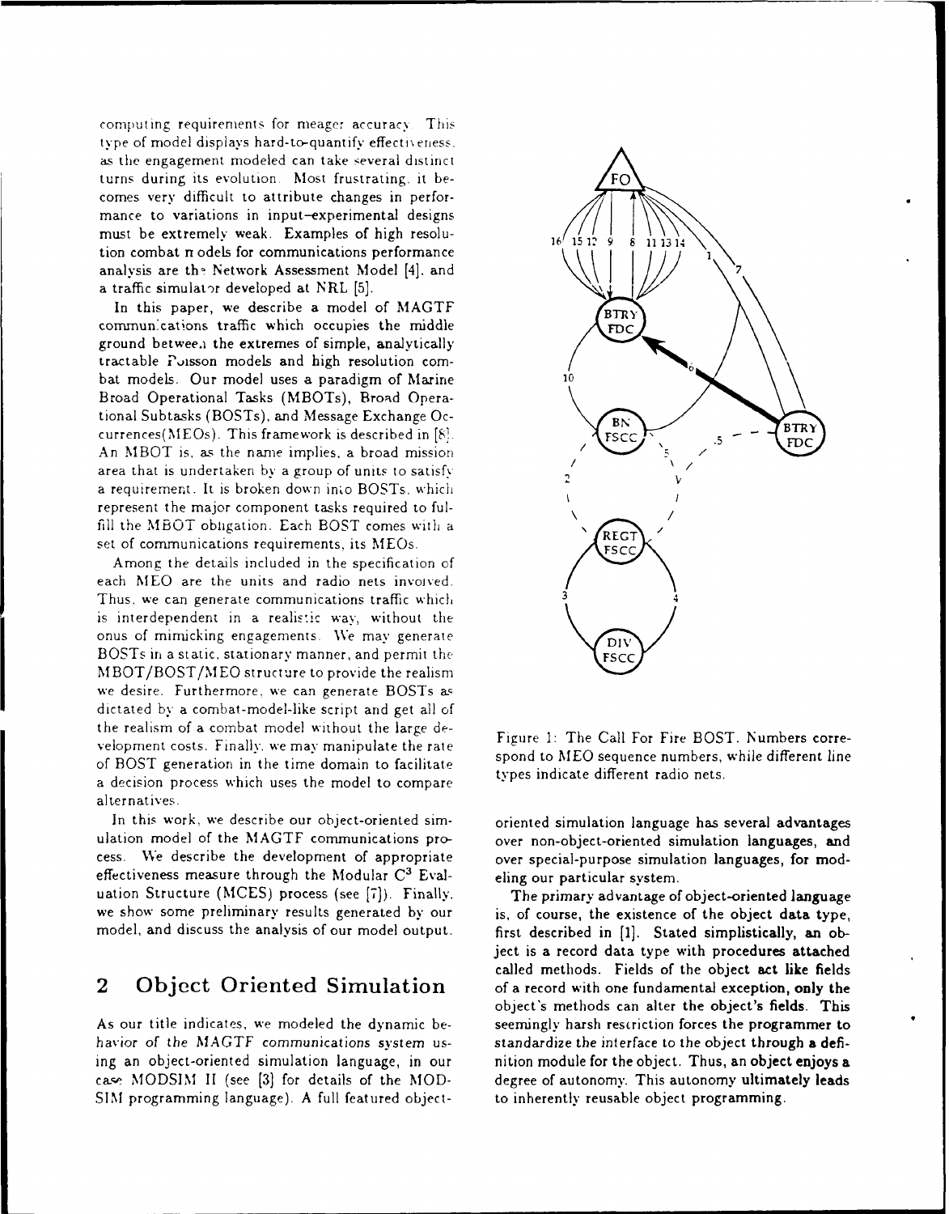computing requirements for meager accuracy. This type of model displays hard-to-quantify effectiveness, as the engagement modeled can take several distinct turns during its evolution. Most frustrating, it becomes very difficult to attribute changes in performance to variations in input–experimental designs must be extremely weak. Examples of high resolution combat models for communications performance analysis are the Network Assessment Model [4], and a traffic simulator developed at NRL [5].

In this paper, we describe a model of MAGTF communications traffic which occupies the middle ground between the extremes of simple, analytically tractable Poisson models and high resolution combat models. Our model uses a paradigm of Marine Broad Operational Tasks (MBOTs), Broad Operational Subtasks (BOSTs), and Message Exchange Occurrences(MEOs). This framework is described in [8]. An MBOT is, as the name implies, a broad mission area that is undertaken by a group of units to satisfy a requirement. It is broken down into BOSTs, which represent the major component tasks required to fulfill the MBOT obligation. Each BOST comes with a set of communications requirements, its MEOs.

Among the details included in the specification of each MEO are the units and radio nets involved. Thus, we can generate communications traffic which is interdependent in a realistic way, without the onus of mimicking engagements. We may generate BOSTs in a static, stationary manner, and permit the MBOT/BOST/MEO structure to provide the realism we desire. Furthermore, we can generate BOSTs as dictated by a combat-model-like script and get all of the realism of a combat model without the large development costs. Finally, we may manipulate the rate of BOST generation in the time domain to facilitate a decision process which uses the model to compare alternatives.

In this work, we describe our object-oriented simulation model of the MAGTF communications process. We describe the development of appropriate effectiveness measure through the Modular $C^3$ Evaluation Structure (MCES) process (see [7]). Finally, we show some preliminary results generated by our model, and discuss the analysis of our model output.

Figure 1: The Call For Fire BOST. Numbers correspond to MEO sequence numbers, while different line types indicate different radio nets.

## 2 Object Oriented Simulation

As our title indicates, we modeled the dynamic behavior of the MAGTF communications system using an object-oriented simulation language, in our case MODSIM II (see [3] for details of the MODSIM programming language). A full featured object-oriented simulation language has several advantages over non-object-oriented simulation languages, and over special-purpose simulation languages, for modeling our particular system.

The primary advantage of object-oriented language is, of course, the existence of the object data type, first described in [1]. Stated simplistically, an object is a record data type with procedures attached called methods. Fields of the object act like fields of a record with one fundamental exception, only the object's methods can alter the object's fields. This seemingly harsh restriction forces the programmer to standardize the interface to the object through a definition module for the object. Thus, an object enjoys a degree of autonomy. This autonomy ultimately leads to inherently reusable object programming.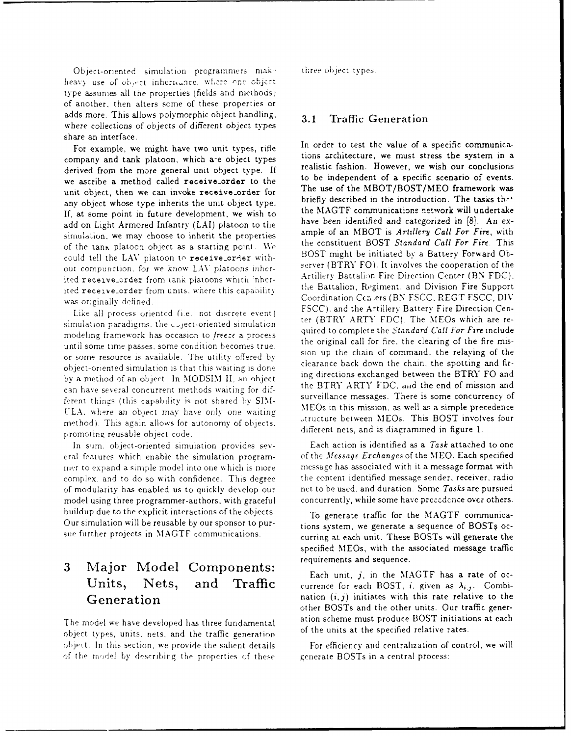Object-oriented simulation programmers make heavy use of object inheritance, where one object type assumes all the properties (fields and methods) of another, then alters some of these properties or adds more. This allows polymorphic object handling, where collections of objects of different object types share an interface.

For example, we might have two unit types, rifle company and tank platoon, which are object types derived from the more general unit object type. If we ascribe a method called **receive_order** to the unit object, then we can invoke **receive_order** for any object whose type inherits the unit object type. If, at some point in future development, we wish to add on Light Armored Infantry (LAI) platoon to the simulation, we may choose to inherit the properties of the tank platoon object as a starting point. We could tell the LAV platoon to **receive_order** without compunction, for we know LAV platoons inherited **receive_order** from tank platoons which inherited **receive_order** from units, where this capability was originally defined.

Like all process oriented (i.e. not discrete event) simulation paradigms, the object-oriented simulation modeling framework has occasion to *freeze* a process until some time passes, some condition becomes true, or some resource is available. The utility offered by object-oriented simulation is that this waiting is done by a method of an object. In MODSIM II, an object can have several concurrent methods waiting for different things (this capability is not shared by SIMULA, where an object may have only one waiting method). This again allows for autonomy of objects, promoting reusable object code.

In sum, object-oriented simulation provides several features which enable the simulation programmer to expand a simple model into one which is more complex, and to do so with confidence. This degree of modularity has enabled us to quickly develop our model using three programmer-authors, with graceful buildup due to the explicit interactions of the objects. Our simulation will be reusable by our sponsor to pursue further projects in MAGTF communications.

# 3 Major Model Components: Units, Nets, and Traffic Generation

The model we have developed has three fundamental object types, units, nets, and the traffic generation object. In this section, we provide the salient details of the model by describing the properties of these three object types.

## 3.1 Traffic Generation

In order to test the value of a specific communications architecture, we must stress the system in a realistic fashion. However, we wish our conclusions to be independent of a specific scenario of events. The use of the MBOT/BOST/MEO framework was briefly described in the introduction. The tasks that the MAGTF communications network will undertake have been identified and categorized in [8]. An example of an MBOT is *Artillery Call For Fire*, with the constituent BOST *Standard Call For Fire*. This BOST might be initiated by a Battery Forward Observer (BTRY FO). It involves the cooperation of the Artillery Battalion Fire Direction Center (BN FDC), the Battalion, Regiment, and Division Fire Support Coordination Centers (BN FSCC, REGT FSCC, DIV FSCC), and the Artillery Battery Fire Direction Center (BTRY ARTY FDC). The MEOs which are required to complete the *Standard Call For Fire* include the original call for fire, the clearing of the fire mission up the chain of command, the relaying of the clearance back down the chain, the spotting and firing directions exchanged between the BTRY FO and the BTRY ARTY FDC, and the end of mission and surveillance messages. There is some concurrency of MEOs in this mission, as well as a simple precedence structure between MEOs. This BOST involves four different nets, and is diagrammed in figure 1.

Each action is identified as a *Task* attached to one of the *Message Exchanges* of the MEO. Each specified message has associated with it a message format with the content identified message sender, receiver, radio net to be used, and duration. Some *Tasks* are pursued concurrently, while some have precedence over others.

To generate traffic for the MAGTF communications system, we generate a sequence of BOSTs occurring at each unit. These BOSTs will generate the specified MEOs, with the associated message traffic requirements and sequence.

Each unit, $j$, in the MAGTF has a rate of occurrence for each BOST, $i$, given as $\lambda_{i,j}$. Combination $(i, j)$ initiates with this rate relative to the other BOSTs and the other units. Our traffic generation scheme must produce BOST initiations at each of the units at the specified relative rates.

For efficiency and centralization of control, we will generate BOSTs in a central process: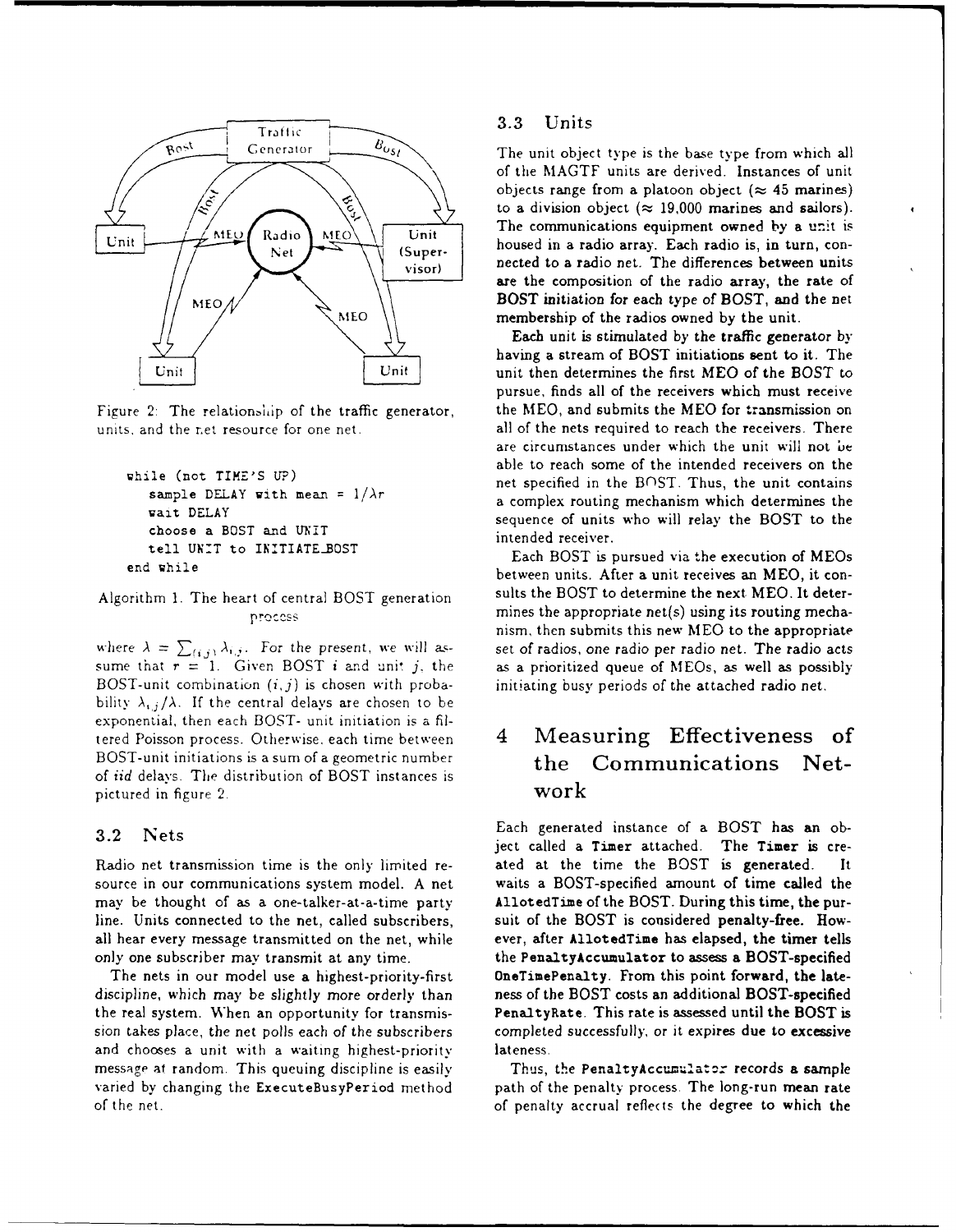Figure 2: The relationship of the traffic generator, units, and the net resource for one net.

```
while (not TIME'S UP)
   sample DELAY with mean = 1/λr
   wait DELAY
   choose a BOST and UNIT
   tell UNIT to INITIATE_BOST
end while
```

Algorithm 1. The heart of central BOST generation process

where $\lambda = \sum_{(i,j)} \lambda_{i,j}$. For the present, we will assume that $r = 1$. Given BOST $i$ and unit $j$, the BOST-unit combination $(i, j)$ is chosen with probability $\lambda_{i,j}/\lambda$. If the central delays are chosen to be exponential, then each BOST-unit initiation is a filtered Poisson process. Otherwise, each time between BOST-unit initiations is a sum of a geometric number of *iid* delays. The distribution of BOST instances is pictured in figure 2.

### 3.2 Nets

Radio net transmission time is the only limited resource in our communications system model. A net may be thought of as a one-talker-at-a-time party line. Units connected to the net, called subscribers, all hear every message transmitted on the net, while only one subscriber may transmit at any time.

The nets in our model use a highest-priority-first discipline, which may be slightly more orderly than the real system. When an opportunity for transmission takes place, the net polls each of the subscribers and chooses a unit with a waiting highest-priority message at random. This queuing discipline is easily varied by changing the ExecuteBusyPeriod method of the net.

### 3.3 Units

The unit object type is the base type from which all of the MAGTF units are derived. Instances of unit objects range from a platoon object (≈ 45 marines) to a division object (≈ 19,000 marines and sailors). The communications equipment owned by a unit is housed in a radio array. Each radio is, in turn, connected to a radio net. The differences between units are the composition of the radio array, the rate of BOST initiation for each type of BOST, and the net membership of the radios owned by the unit.

Each unit is stimulated by the traffic generator by having a stream of BOST initiations sent to it. The unit then determines the first MEO of the BOST to pursue, finds all of the receivers which must receive the MEO, and submits the MEO for transmission on all of the nets required to reach the receivers. There are circumstances under which the unit will not be able to reach some of the intended receivers on the net specified in the BOST. Thus, the unit contains a complex routing mechanism which determines the sequence of units who will relay the BOST to the intended receiver.

Each BOST is pursued via the execution of MEOs between units. After a unit receives an MEO, it consults the BOST to determine the next MEO. It determines the appropriate net(s) using its routing mechanism, then submits this new MEO to the appropriate set of radios, one radio per radio net. The radio acts as a prioritized queue of MEOs, as well as possibly initiating busy periods of the attached radio net.

## 4 Measuring Effectiveness of the Communications Network

Each generated instance of a BOST has an object called a Timer attached. The Timer is created at the time the BOST is generated. It waits a BOST-specified amount of time called the AllotedTime of the BOST. During this time, the pursuit of the BOST is considered penalty-free. However, after AllotedTime has elapsed, the timer tells the PenaltyAccumulator to assess a BOST-specified OneTimePenalty. From this point forward, the lateness of the BOST costs an additional BOST-specified PenaltyRate. This rate is assessed until the BOST is completed successfully, or it expires due to excessive lateness.

Thus, the PenaltyAccumulator records a sample path of the penalty process. The long-run mean rate of penalty accrual reflects the degree to which the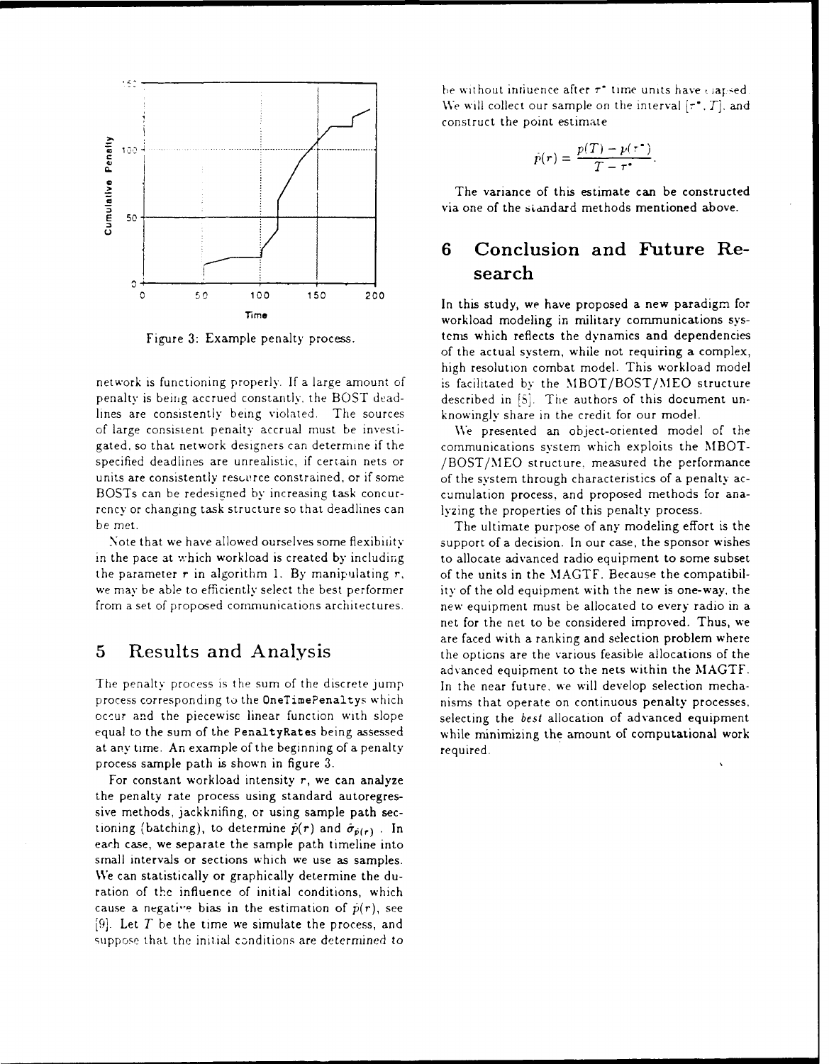Figure 3: Example penalty process.

network is functioning properly. If a large amount of penalty is being accrued constantly, the BOST deadlines are consistently being violated. The sources of large consistent penalty accrual must be investigated, so that network designers can determine if the specified deadlines are unrealistic, if certain nets or units are consistently resource constrained, or if some BOSTs can be redesigned by increasing task concurrency or changing task structure so that deadlines can be met.

Note that we have allowed ourselves some flexibility in the pace at which workload is created by including the parameter $r$ in algorithm 1. By manipulating $r$, we may be able to efficiently select the best performer from a set of proposed communications architectures.

## 5 Results and Analysis

The penalty process is the sum of the discrete jump process corresponding to the `OneTimePenaltys` which occur and the piecewise linear function with slope equal to the sum of the `PenaltyRates` being assessed at any time. An example of the beginning of a penalty process sample path is shown in figure 3.

For constant workload intensity $r$, we can analyze the penalty rate process using standard autoregressive methods, jackknifing, or using sample path sectioning (batching), to determine $\hat{p}(r)$ and $\hat{\sigma}_{\hat{p}(r)}$. In each case, we separate the sample path timeline into small intervals or sections which we use as samples. We can statistically or graphically determine the duration of the influence of initial conditions, which cause a negative bias in the estimation of $\bar{p}(r)$, see [9]. Let $T$ be the time we simulate the process, and suppose that the initial conditions are determined to be without influence after $\tau^*$ time units have elapsed. We will collect our sample on the interval $[\tau^*, T]$, and construct the point estimate

$$\hat{p}(r) = \frac{p(T) - p(\tau^*)}{T - \tau^*}.$$

The variance of this estimate can be constructed via one of the standard methods mentioned above.

## 6 Conclusion and Future Research

In this study, we have proposed a new paradigm for workload modeling in military communications systems which reflects the dynamics and dependencies of the actual system, while not requiring a complex, high resolution combat model. This workload model is facilitated by the MBOT/BOST/MEO structure described in [8]. The authors of this document unknowingly share in the credit for our model.

We presented an object-oriented model of the communications system which exploits the MBOT-/BOST/MEO structure, measured the performance of the system through characteristics of a penalty accumulation process, and proposed methods for analyzing the properties of this penalty process.

The ultimate purpose of any modeling effort is the support of a decision. In our case, the sponsor wishes to allocate advanced radio equipment to some subset of the units in the MAGTF. Because the compatibility of the old equipment with the new is one-way, the new equipment must be allocated to every radio in a net for the net to be considered improved. Thus, we are faced with a ranking and selection problem where the options are the various feasible allocations of the advanced equipment to the nets within the MAGTF. In the near future, we will develop selection mechanisms that operate on continuous penalty processes, selecting the *best* allocation of advanced equipment while minimizing the amount of computational work required.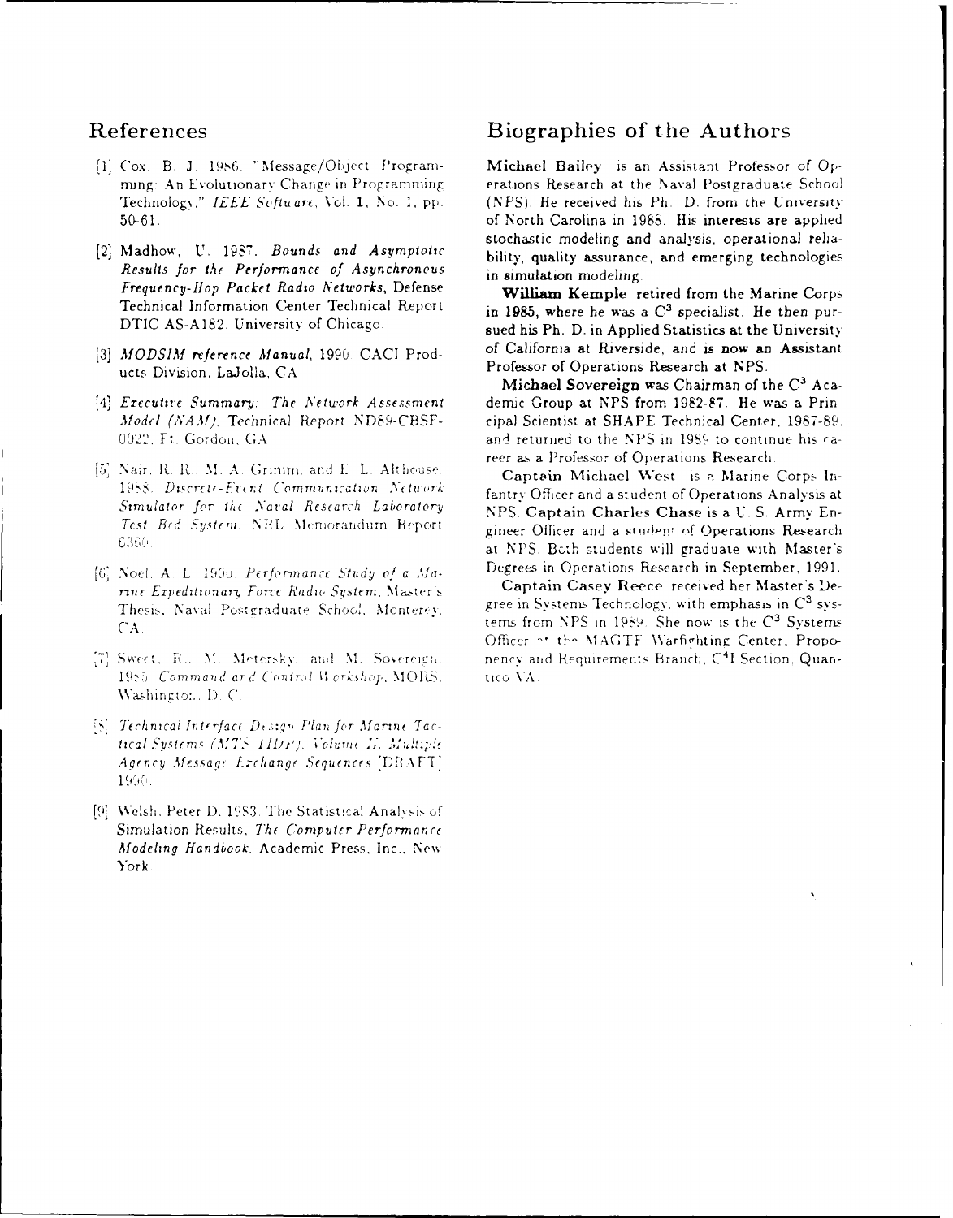## References

[1] Cox, B. J. 1986. "Message/Object Programming: An Evolutionary Change in Programming Technology," *IEEE Software*, Vol. 1, No. 1, pp. 50-61.

[2] Madhow, U. 1987. *Bounds and Asymptotic Results for the Performance of Asynchronous Frequency-Hop Packet Radio Networks*, Defense Technical Information Center Technical Report DTIC AS-A182, University of Chicago.

[3] *MODSIM reference Manual*, 1990. CACI Products Division, LaJolla, CA.

[4] *Executive Summary: The Network Assessment Model (NAM)*, Technical Report ND89-CBSF-0022, Ft. Gordon, GA.

[5] Nair, R. R., M. A. Grimm, and E. L. Althouse. 1988. *Discrete-Event Communication Network Simulator for the Naval Research Laboratory Test Bed System*, NRL Memorandum Report 6360.

[6] Noel, A. L. 1990. *Performance Study of a Marine Expeditionary Force Radio System*, Master's Thesis, Naval Postgraduate School, Monterey, CA.

[7] Sweet, R., M. Metersky, and M. Sovereign. 1985. *Command and Control Workshop*, MORS, Washington, D. C.

[8] *Technical Interface Design Plan for Marine Tactical Systems (MTS TIDP), Volume II: Multiple Agency Message Exchange Sequences* [DRAFT] 1990.

[9] Welsh, Peter D. 1983. The Statistical Analysis of Simulation Results, *The Computer Performance Modeling Handbook*, Academic Press, Inc., New York.

## Biographies of the Authors

**Michael Bailey** is an Assistant Professor of Operations Research at the Naval Postgraduate School (NPS). He received his Ph. D. from the University of North Carolina in 1988. His interests are applied stochastic modeling and analysis, operational reliability, quality assurance, and emerging technologies in simulation modeling.

**William Kemple** retired from the Marine Corps in 1985, where he was a $C^3$ specialist. He then pursued his Ph. D. in Applied Statistics at the University of California at Riverside, and is now an Assistant Professor of Operations Research at NPS.

**Michael Sovereign** was Chairman of the $C^3$ Academic Group at NPS from 1982-87. He was a Principal Scientist at SHAPE Technical Center, 1987-89, and returned to the NPS in 1989 to continue his career as a Professor of Operations Research.

**Captain Michael West** is a Marine Corps Infantry Officer and a student of Operations Analysis at NPS. **Captain Charles Chase** is a U. S. Army Engineer Officer and a student of Operations Research at NPS. Both students will graduate with Master's Degrees in Operations Research in September, 1991.

**Captain Casey Reece** received her Master's Degree in Systems Technology, with emphasis in $C^3$ systems from NPS in 1989. She now is the $C^3$ Systems Officer at the MAGTF Warfighting Center, Proponency and Requirements Branch, $C^4$I Section, Quantico VA.